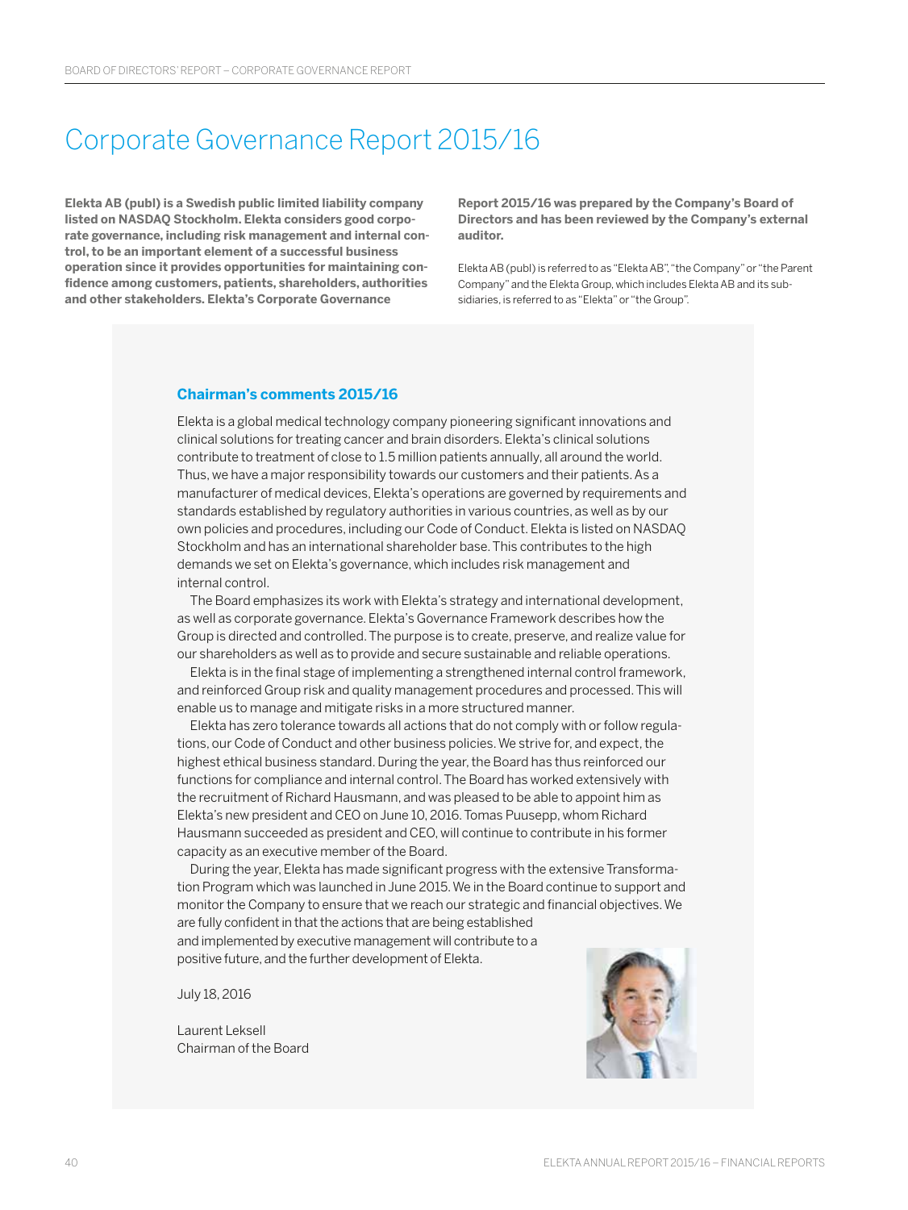# Corporate Governance Report 2015/16

**Elekta AB (publ) is a Swedish public limited liability company listed on NASDAQ Stockholm. Elekta considers good corporate governance, including risk management and internal control, to be an important element of a successful business operation since it provides opportunities for maintaining confidence among customers, patients, shareholders, authorities and other stakeholders. Elekta's Corporate Governance Report 2015/16 was prepared by the Company's Board of Directors and has been reviewed by the Company's external auditor.**

Elekta AB (publ) is referred to as "Elekta AB", "the Company" or "the Parent Company" and the Elekta Group, which includes Elekta AB and its subsidiaries, is referred to as "Elekta" or "the Group".

## Chairman's comments 2015/16

Elekta is a global medical technology company pioneering significant innovations and clinical solutions for treating cancer and brain disorders. Elekta's clinical solutions contribute to treatment of close to 1.5 million patients annually, all around the world. Thus, we have a major responsibility towards our customers and their patients. As a manufacturer of medical devices, Elekta's operations are governed by requirements and standards established by regulatory authorities in various countries, as well as by our own policies and procedures, including our Code of Conduct. Elekta is listed on NASDAQ Stockholm and has an international shareholder base. This contributes to the high demands we set on Elekta's governance, which includes risk management and internal control.

The Board emphasizes its work with Elekta's strategy and international development, as well as corporate governance. Elekta's Governance Framework describes how the Group is directed and controlled. The purpose is to create, preserve, and realize value for our shareholders as well as to provide and secure sustainable and reliable operations.

Elekta is in the final stage of implementing a strengthened internal control framework, and reinforced Group risk and quality management procedures and processed. This will enable us to manage and mitigate risks in a more structured manner.

Elekta has zero tolerance towards all actions that do not comply with or follow regulations, our Code of Conduct and other business policies. We strive for, and expect, the highest ethical business standard. During the year, the Board has thus reinforced our functions for compliance and internal control. The Board has worked extensively with the recruitment of Richard Hausmann, and was pleased to be able to appoint him as Elekta's new president and CEO on June 10, 2016. Tomas Puusepp, whom Richard Hausmann succeeded as president and CEO, will continue to contribute in his former capacity as an executive member of the Board.

During the year, Elekta has made significant progress with the extensive Transformation Program which was launched in June 2015. We in the Board continue to support and monitor the Company to ensure that we reach our strategic and financial objectives. We are fully confident in that the actions that are being established and implemented by executive management will contribute to a positive future, and the further development of Elekta.

July 18, 2016

Laurent Leksell
Chairman of the Board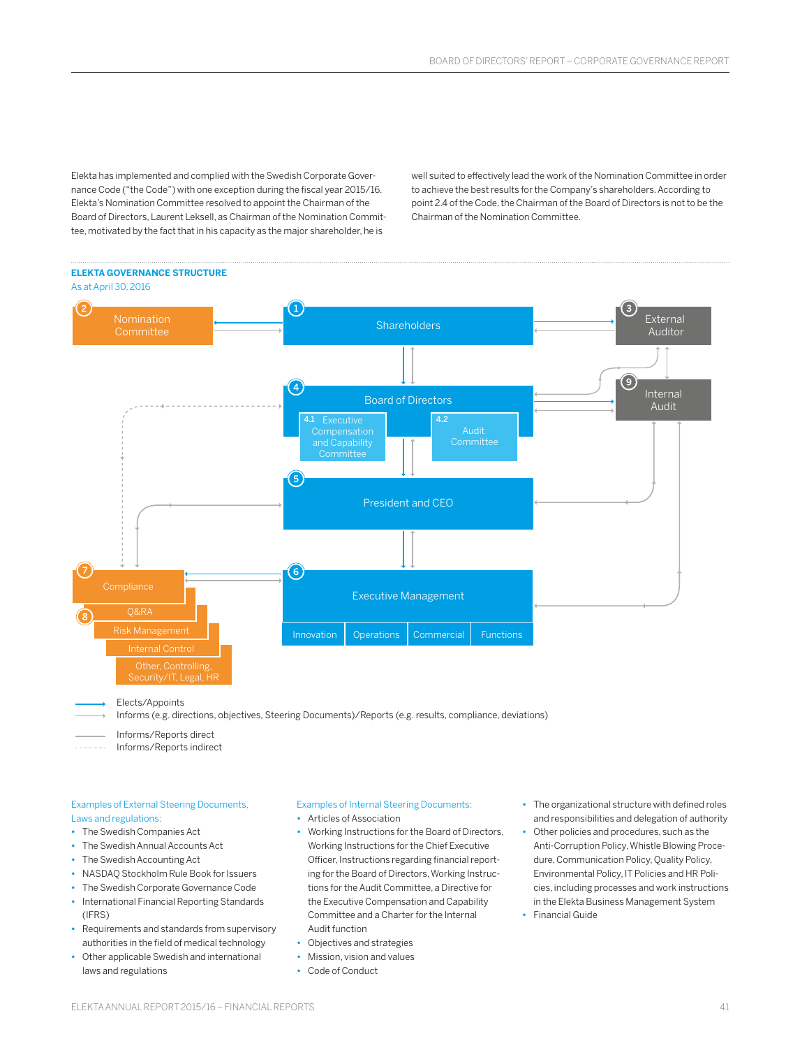Elekta has implemented and complied with the Swedish Corporate Governance Code ("the Code") with one exception during the fiscal year 2015/16. Elekta's Nomination Committee resolved to appoint the Chairman of the Board of Directors, Laurent Leksell, as Chairman of the Nomination Committee, motivated by the fact that in his capacity as the major shareholder, he is well suited to effectively lead the work of the Nomination Committee in order to achieve the best results for the Company's shareholders. According to point 2.4 of the Code, the Chairman of the Board of Directors is not to be the Chairman of the Nomination Committee.

## ELEKTA GOVERNANCE STRUCTURE

As at April 30, 2016

1 Shareholders

2 Nomination Committee

3 External Auditor

4 Board of Directors

4.1 Executive Compensation and Capability Committee

4.2 Audit Committee

5 President and CEO

6 Executive Management

- Innovation
- Operations
- Commercial
- Functions

7 Compliance

8 Q&RA

- Risk Management
- Internal Control
- Other, Controlling, Security/IT, Legal, HR

9 Internal Audit

Legend:

- Elects/Appoints
- Informs (e.g. directions, objectives, Steering Documents)/Reports (e.g. results, compliance, deviations)
- Informs/Reports direct
- Informs/Reports indirect

Examples of External Steering Documents, Laws and regulations:

- The Swedish Companies Act
- The Swedish Annual Accounts Act
- The Swedish Accounting Act
- NASDAQ Stockholm Rule Book for Issuers
- The Swedish Corporate Governance Code
- International Financial Reporting Standards (IFRS)
- Requirements and standards from supervisory authorities in the field of medical technology
- Other applicable Swedish and international laws and regulations

Examples of Internal Steering Documents:

- Articles of Association
- Working Instructions for the Board of Directors, Working Instructions for the Chief Executive Officer, Instructions regarding financial reporting for the Board of Directors, Working Instructions for the Audit Committee, a Directive for the Executive Compensation and Capability Committee and a Charter for the Internal Audit function
- Objectives and strategies
- Mission, vision and values
- Code of Conduct
- The organizational structure with defined roles and responsibilities and delegation of authority
- Other policies and procedures, such as the Anti-Corruption Policy, Whistle Blowing Procedure, Communication Policy, Quality Policy, Environmental Policy, IT Policies and HR Policies, including processes and work instructions in the Elekta Business Management System
- Financial Guide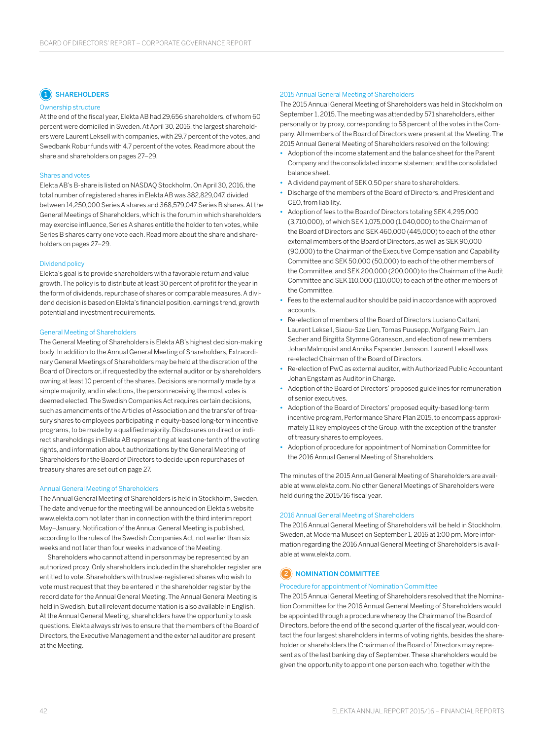## 1 SHAREHOLDERS

### Ownership structure

At the end of the fiscal year, Elekta AB had 29,656 shareholders, of whom 60 percent were domiciled in Sweden. At April 30, 2016, the largest shareholders were Laurent Leksell with companies, with 29.7 percent of the votes, and Swedbank Robur funds with 4.7 percent of the votes. Read more about the share and shareholders on pages 27–29.

### Shares and votes

Elekta AB's B-share is listed on NASDAQ Stockholm. On April 30, 2016, the total number of registered shares in Elekta AB was 382,829,047, divided between 14,250,000 Series A shares and 368,579,047 Series B shares. At the General Meetings of Shareholders, which is the forum in which shareholders may exercise influence, Series A shares entitle the holder to ten votes, while Series B shares carry one vote each. Read more about the share and shareholders on pages 27–29.

### Dividend policy

Elekta's goal is to provide shareholders with a favorable return and value growth. The policy is to distribute at least 30 percent of profit for the year in the form of dividends, repurchase of shares or comparable measures. A dividend decision is based on Elekta's financial position, earnings trend, growth potential and investment requirements.

### General Meeting of Shareholders

The General Meeting of Shareholders is Elekta AB's highest decision-making body. In addition to the Annual General Meeting of Shareholders, Extraordinary General Meetings of Shareholders may be held at the discretion of the Board of Directors or, if requested by the external auditor or by shareholders owning at least 10 percent of the shares. Decisions are normally made by a simple majority, and in elections, the person receiving the most votes is deemed elected. The Swedish Companies Act requires certain decisions, such as amendments of the Articles of Association and the transfer of treasury shares to employees participating in equity-based long-term incentive programs, to be made by a qualified majority. Disclosures on direct or indirect shareholdings in Elekta AB representing at least one-tenth of the voting rights, and information about authorizations by the General Meeting of Shareholders for the Board of Directors to decide upon repurchases of treasury shares are set out on page 27.

### Annual General Meeting of Shareholders

The Annual General Meeting of Shareholders is held in Stockholm, Sweden. The date and venue for the meeting will be announced on Elekta's website www.elekta.com not later than in connection with the third interim report May–January. Notification of the Annual General Meeting is published, according to the rules of the Swedish Companies Act, not earlier than six weeks and not later than four weeks in advance of the Meeting.

Shareholders who cannot attend in person may be represented by an authorized proxy. Only shareholders included in the shareholder register are entitled to vote. Shareholders with trustee-registered shares who wish to vote must request that they be entered in the shareholder register by the record date for the Annual General Meeting. The Annual General Meeting is held in Swedish, but all relevant documentation is also available in English. At the Annual General Meeting, shareholders have the opportunity to ask questions. Elekta always strives to ensure that the members of the Board of Directors, the Executive Management and the external auditor are present at the Meeting.

### 2015 Annual General Meeting of Shareholders

The 2015 Annual General Meeting of Shareholders was held in Stockholm on September 1, 2015. The meeting was attended by 571 shareholders, either personally or by proxy, corresponding to 58 percent of the votes in the Company. All members of the Board of Directors were present at the Meeting. The 2015 Annual General Meeting of Shareholders resolved on the following:

- Adoption of the income statement and the balance sheet for the Parent Company and the consolidated income statement and the consolidated balance sheet.
- A dividend payment of SEK 0.50 per share to shareholders.
- Discharge of the members of the Board of Directors, and President and CEO, from liability.
- Adoption of fees to the Board of Directors totaling SEK 4,295,000 (3,710,000), of which SEK 1,075,000 (1,040,000) to the Chairman of the Board of Directors and SEK 460,000 (445,000) to each of the other external members of the Board of Directors, as well as SEK 90,000 (90,000) to the Chairman of the Executive Compensation and Capability Committee and SEK 50,000 (50,000) to each of the other members of the Committee, and SEK 200,000 (200,000) to the Chairman of the Audit Committee and SEK 110,000 (110,000) to each of the other members of the Committee.
- Fees to the external auditor should be paid in accordance with approved accounts.
- Re-election of members of the Board of Directors Luciano Cattani, Laurent Leksell, Siaou-Sze Lien, Tomas Puusepp, Wolfgang Reim, Jan Secher and Birgitta Stymne Göransson, and election of new members Johan Malmquist and Annika Espander Jansson. Laurent Leksell was re-elected Chairman of the Board of Directors.
- Re-election of PwC as external auditor, with Authorized Public Accountant Johan Engstam as Auditor in Charge.
- Adoption of the Board of Directors' proposed guidelines for remuneration of senior executives.
- Adoption of the Board of Directors' proposed equity-based long-term incentive program, Performance Share Plan 2015, to encompass approximately 11 key employees of the Group, with the exception of the transfer of treasury shares to employees.
- Adoption of procedure for appointment of Nomination Committee for the 2016 Annual General Meeting of Shareholders.

The minutes of the 2015 Annual General Meeting of Shareholders are available at www.elekta.com. No other General Meetings of Shareholders were held during the 2015/16 fiscal year.

### 2016 Annual General Meeting of Shareholders

The 2016 Annual General Meeting of Shareholders will be held in Stockholm, Sweden, at Moderna Museet on September 1, 2016 at 1:00 pm. More information regarding the 2016 Annual General Meeting of Shareholders is available at www.elekta.com.

## 2 NOMINATION COMMITTEE

### Procedure for appointment of Nomination Committee

The 2015 Annual General Meeting of Shareholders resolved that the Nomination Committee for the 2016 Annual General Meeting of Shareholders would be appointed through a procedure whereby the Chairman of the Board of Directors, before the end of the second quarter of the fiscal year, would contact the four largest shareholders in terms of voting rights, besides the shareholder or shareholders the Chairman of the Board of Directors may represent as of the last banking day of September. These shareholders would be given the opportunity to appoint one person each who, together with the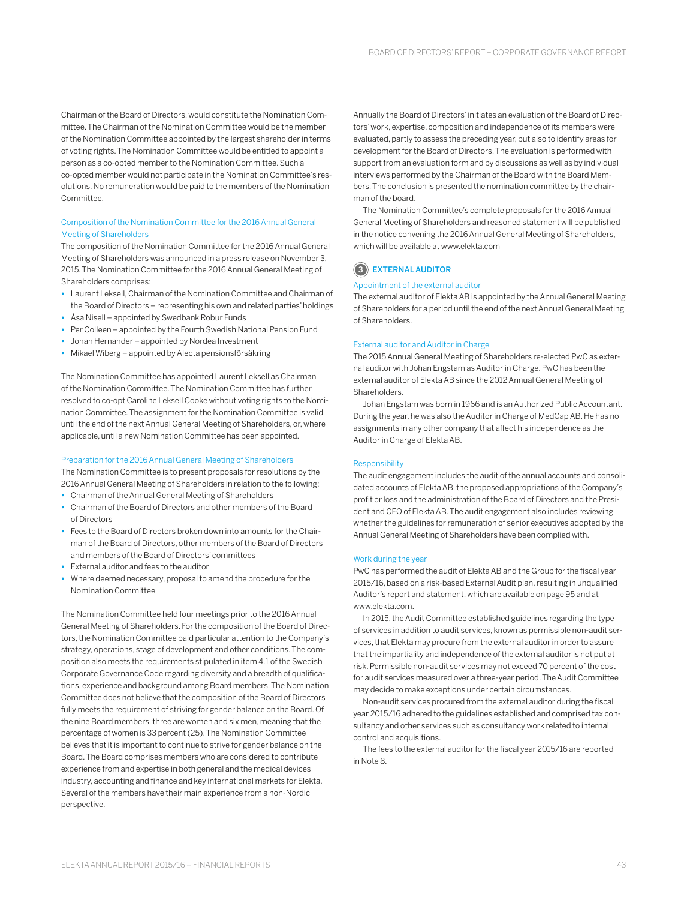Chairman of the Board of Directors, would constitute the Nomination Committee. The Chairman of the Nomination Committee would be the member of the Nomination Committee appointed by the largest shareholder in terms of voting rights. The Nomination Committee would be entitled to appoint a person as a co-opted member to the Nomination Committee. Such a co-opted member would not participate in the Nomination Committee's resolutions. No remuneration would be paid to the members of the Nomination Committee.

### Composition of the Nomination Committee for the 2016 Annual General Meeting of Shareholders

The composition of the Nomination Committee for the 2016 Annual General Meeting of Shareholders was announced in a press release on November 3, 2015. The Nomination Committee for the 2016 Annual General Meeting of Shareholders comprises:

- Laurent Leksell, Chairman of the Nomination Committee and Chairman of the Board of Directors – representing his own and related parties' holdings
- Åsa Nisell – appointed by Swedbank Robur Funds
- Per Colleen – appointed by the Fourth Swedish National Pension Fund
- Johan Hernander – appointed by Nordea Investment
- Mikael Wiberg – appointed by Alecta pensionsförsäkring

The Nomination Committee has appointed Laurent Leksell as Chairman of the Nomination Committee. The Nomination Committee has further resolved to co-opt Caroline Leksell Cooke without voting rights to the Nomination Committee. The assignment for the Nomination Committee is valid until the end of the next Annual General Meeting of Shareholders, or, where applicable, until a new Nomination Committee has been appointed.

### Preparation for the 2016 Annual General Meeting of Shareholders

The Nomination Committee is to present proposals for resolutions by the 2016 Annual General Meeting of Shareholders in relation to the following:

- Chairman of the Annual General Meeting of Shareholders
- Chairman of the Board of Directors and other members of the Board of Directors
- Fees to the Board of Directors broken down into amounts for the Chairman of the Board of Directors, other members of the Board of Directors and members of the Board of Directors' committees
- External auditor and fees to the auditor
- Where deemed necessary, proposal to amend the procedure for the Nomination Committee

The Nomination Committee held four meetings prior to the 2016 Annual General Meeting of Shareholders. For the composition of the Board of Directors, the Nomination Committee paid particular attention to the Company's strategy, operations, stage of development and other conditions. The composition also meets the requirements stipulated in item 4.1 of the Swedish Corporate Governance Code regarding diversity and a breadth of qualifications, experience and background among Board members. The Nomination Committee does not believe that the composition of the Board of Directors fully meets the requirement of striving for gender balance on the Board. Of the nine Board members, three are women and six men, meaning that the percentage of women is 33 percent (25). The Nomination Committee believes that it is important to continue to strive for gender balance on the Board. The Board comprises members who are considered to contribute experience from and expertise in both general and the medical devices industry, accounting and finance and key international markets for Elekta. Several of the members have their main experience from a non-Nordic perspective.

Annually the Board of Directors' initiates an evaluation of the Board of Directors' work, expertise, composition and independence of its members were evaluated, partly to assess the preceding year, but also to identify areas for development for the Board of Directors. The evaluation is performed with support from an evaluation form and by discussions as well as by individual interviews performed by the Chairman of the Board with the Board Members. The conclusion is presented the nomination committee by the chairman of the board.

The Nomination Committee's complete proposals for the 2016 Annual General Meeting of Shareholders and reasoned statement will be published in the notice convening the 2016 Annual General Meeting of Shareholders, which will be available at www.elekta.com

## 3 EXTERNAL AUDITOR

### Appointment of the external auditor

The external auditor of Elekta AB is appointed by the Annual General Meeting of Shareholders for a period until the end of the next Annual General Meeting of Shareholders.

### External auditor and Auditor in Charge

The 2015 Annual General Meeting of Shareholders re-elected PwC as external auditor with Johan Engstam as Auditor in Charge. PwC has been the external auditor of Elekta AB since the 2012 Annual General Meeting of Shareholders.

Johan Engstam was born in 1966 and is an Authorized Public Accountant. During the year, he was also the Auditor in Charge of MedCap AB. He has no assignments in any other company that affect his independence as the Auditor in Charge of Elekta AB.

### Responsibility

The audit engagement includes the audit of the annual accounts and consolidated accounts of Elekta AB, the proposed appropriations of the Company's profit or loss and the administration of the Board of Directors and the President and CEO of Elekta AB. The audit engagement also includes reviewing whether the guidelines for remuneration of senior executives adopted by the Annual General Meeting of Shareholders have been complied with.

### Work during the year

PwC has performed the audit of Elekta AB and the Group for the fiscal year 2015/16, based on a risk-based External Audit plan, resulting in unqualified Auditor's report and statement, which are available on page 95 and at www.elekta.com.

In 2015, the Audit Committee established guidelines regarding the type of services in addition to audit services, known as permissible non-audit services, that Elekta may procure from the external auditor in order to assure that the impartiality and independence of the external auditor is not put at risk. Permissible non-audit services may not exceed 70 percent of the cost for audit services measured over a three-year period. The Audit Committee may decide to make exceptions under certain circumstances.

Non-audit services procured from the external auditor during the fiscal year 2015/16 adhered to the guidelines established and comprised tax consultancy and other services such as consultancy work related to internal control and acquisitions.

The fees to the external auditor for the fiscal year 2015/16 are reported in Note 8.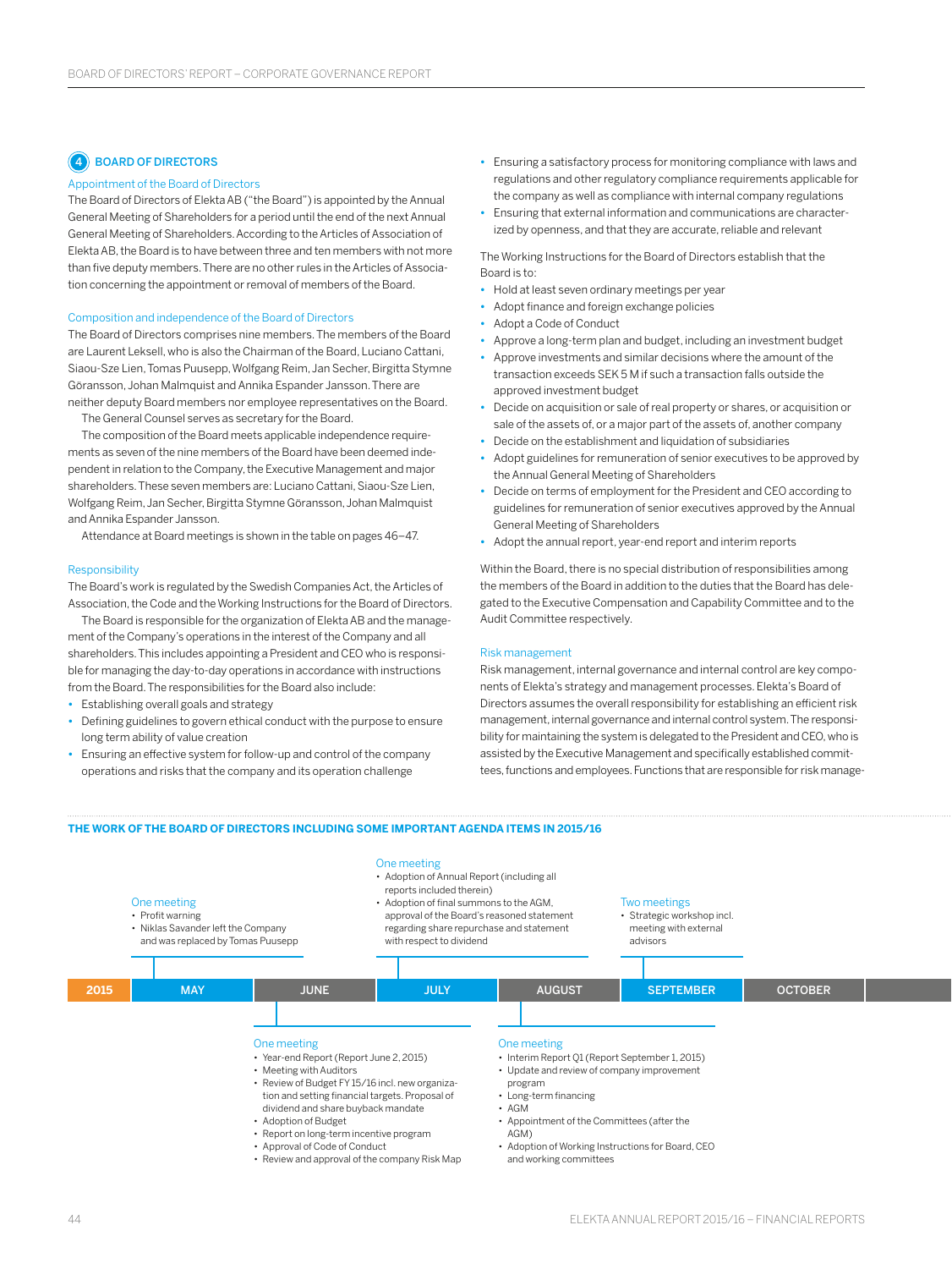## 4 BOARD OF DIRECTORS

### Appointment of the Board of Directors

The Board of Directors of Elekta AB ("the Board") is appointed by the Annual General Meeting of Shareholders for a period until the end of the next Annual General Meeting of Shareholders. According to the Articles of Association of Elekta AB, the Board is to have between three and ten members with not more than five deputy members. There are no other rules in the Articles of Association concerning the appointment or removal of members of the Board.

### Composition and independence of the Board of Directors

The Board of Directors comprises nine members. The members of the Board are Laurent Leksell, who is also the Chairman of the Board, Luciano Cattani, Siaou-Sze Lien, Tomas Puusepp, Wolfgang Reim, Jan Secher, Birgitta Stymne Göransson, Johan Malmquist and Annika Espander Jansson. There are neither deputy Board members nor employee representatives on the Board.

The General Counsel serves as secretary for the Board.

The composition of the Board meets applicable independence requirements as seven of the nine members of the Board have been deemed independent in relation to the Company, the Executive Management and major shareholders. These seven members are: Luciano Cattani, Siaou-Sze Lien, Wolfgang Reim, Jan Secher, Birgitta Stymne Göransson, Johan Malmquist and Annika Espander Jansson.

Attendance at Board meetings is shown in the table on pages 46–47.

### Responsibility

The Board's work is regulated by the Swedish Companies Act, the Articles of Association, the Code and the Working Instructions for the Board of Directors.

The Board is responsible for the organization of Elekta AB and the management of the Company's operations in the interest of the Company and all shareholders. This includes appointing a President and CEO who is responsible for managing the day-to-day operations in accordance with instructions from the Board. The responsibilities for the Board also include:

- Establishing overall goals and strategy
- Defining guidelines to govern ethical conduct with the purpose to ensure long term ability of value creation
- Ensuring an effective system for follow-up and control of the company operations and risks that the company and its operation challenge
- Ensuring a satisfactory process for monitoring compliance with laws and regulations and other regulatory compliance requirements applicable for the company as well as compliance with internal company regulations
- Ensuring that external information and communications are characterized by openness, and that they are accurate, reliable and relevant

The Working Instructions for the Board of Directors establish that the Board is to:

- Hold at least seven ordinary meetings per year
- Adopt finance and foreign exchange policies
- Adopt a Code of Conduct
- Approve a long-term plan and budget, including an investment budget
- Approve investments and similar decisions where the amount of the transaction exceeds SEK 5 M if such a transaction falls outside the approved investment budget
- Decide on acquisition or sale of real property or shares, or acquisition or sale of the assets of, or a major part of the assets of, another company
- Decide on the establishment and liquidation of subsidiaries
- Adopt guidelines for remuneration of senior executives to be approved by the Annual General Meeting of Shareholders
- Decide on terms of employment for the President and CEO according to guidelines for remuneration of senior executives approved by the Annual General Meeting of Shareholders
- Adopt the annual report, year-end report and interim reports

Within the Board, there is no special distribution of responsibilities among the members of the Board in addition to the duties that the Board has delegated to the Executive Compensation and Capability Committee and to the Audit Committee respectively.

### Risk management

Risk management, internal governance and internal control are key components of Elekta's strategy and management processes. Elekta's Board of Directors assumes the overall responsibility for establishing an efficient risk management, internal governance and internal control system. The responsibility for maintaining the system is delegated to the President and CEO, who is assisted by the Executive Management and specifically established committees, functions and employees. Functions that are responsible for risk manage-

**THE WORK OF THE BOARD OF DIRECTORS INCLUDING SOME IMPORTANT AGENDA ITEMS IN 2015/16**

**2015**

**MAY** – One meeting
- Profit warning
- Niklas Savander left the Company and was replaced by Tomas Puusepp

**JUNE** – One meeting
- Year-end Report (Report June 2, 2015)
- Meeting with Auditors
- Review of Budget FY 15/16 incl. new organization and setting financial targets. Proposal of dividend and share buyback mandate
- Adoption of Budget
- Report on long-term incentive program
- Approval of Code of Conduct
- Review and approval of the company Risk Map

**JULY** – One meeting
- Adoption of Annual Report (including all reports included therein)
- Adoption of final summons to the AGM, approval of the Board's reasoned statement regarding share repurchase and statement with respect to dividend

**AUGUST** – One meeting
- Interim Report Q1 (Report September 1, 2015)
- Update and review of company improvement program
- Long-term financing
- AGM
- Appointment of the Committees (after the AGM)
- Adoption of Working Instructions for Board, CEO and working committees

**SEPTEMBER** – Two meetings
- Strategic workshop incl. meeting with external advisors

**OCTOBER**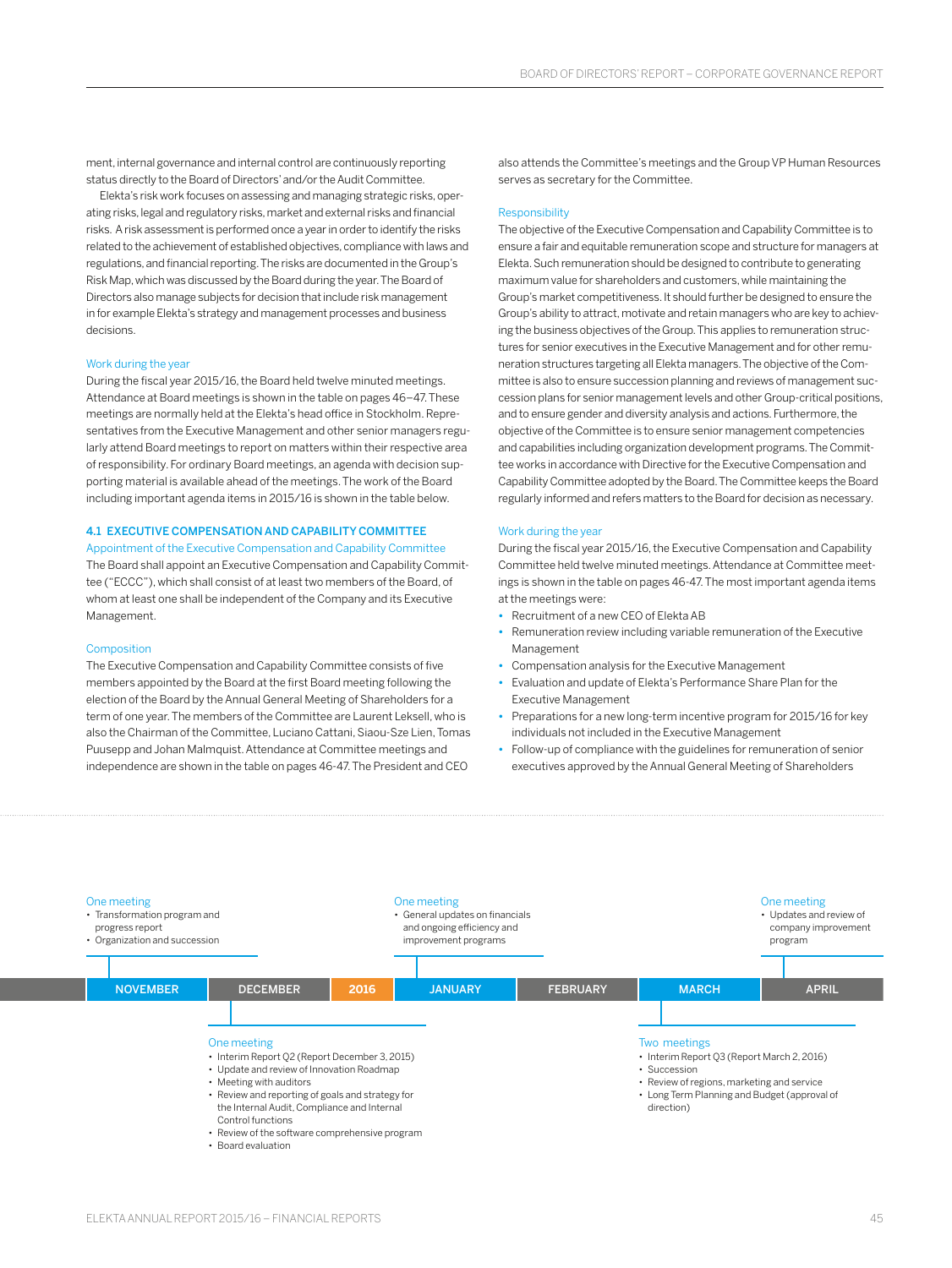ment, internal governance and internal control are continuously reporting status directly to the Board of Directors' and/or the Audit Committee.

Elekta's risk work focuses on assessing and managing strategic risks, operating risks, legal and regulatory risks, market and external risks and financial risks. A risk assessment is performed once a year in order to identify the risks related to the achievement of established objectives, compliance with laws and regulations, and financial reporting. The risks are documented in the Group's Risk Map, which was discussed by the Board during the year. The Board of Directors also manage subjects for decision that include risk management in for example Elekta's strategy and management processes and business decisions.

### Work during the year

During the fiscal year 2015/16, the Board held twelve minuted meetings. Attendance at Board meetings is shown in the table on pages 46–47. These meetings are normally held at the Elekta's head office in Stockholm. Representatives from the Executive Management and other senior managers regularly attend Board meetings to report on matters within their respective area of responsibility. For ordinary Board meetings, an agenda with decision supporting material is available ahead of the meetings. The work of the Board including important agenda items in 2015/16 is shown in the table below.

## 4.1 EXECUTIVE COMPENSATION AND CAPABILITY COMMITTEE

### Appointment of the Executive Compensation and Capability Committee

The Board shall appoint an Executive Compensation and Capability Committee ("ECCC"), which shall consist of at least two members of the Board, of whom at least one shall be independent of the Company and its Executive Management.

### Composition

The Executive Compensation and Capability Committee consists of five members appointed by the Board at the first Board meeting following the election of the Board by the Annual General Meeting of Shareholders for a term of one year. The members of the Committee are Laurent Leksell, who is also the Chairman of the Committee, Luciano Cattani, Siaou-Sze Lien, Tomas Puusepp and Johan Malmquist. Attendance at Committee meetings and independence are shown in the table on pages 46-47. The President and CEO also attends the Committee's meetings and the Group VP Human Resources serves as secretary for the Committee.

### Responsibility

The objective of the Executive Compensation and Capability Committee is to ensure a fair and equitable remuneration scope and structure for managers at Elekta. Such remuneration should be designed to contribute to generating maximum value for shareholders and customers, while maintaining the Group's market competitiveness. It should further be designed to ensure the Group's ability to attract, motivate and retain managers who are key to achieving the business objectives of the Group. This applies to remuneration structures for senior executives in the Executive Management and for other remuneration structures targeting all Elekta managers. The objective of the Committee is also to ensure succession planning and reviews of management succession plans for senior management levels and other Group-critical positions, and to ensure gender and diversity analysis and actions. Furthermore, the objective of the Committee is to ensure senior management competencies and capabilities including organization development programs. The Committee works in accordance with Directive for the Executive Compensation and Capability Committee adopted by the Board. The Committee keeps the Board regularly informed and refers matters to the Board for decision as necessary.

### Work during the year

During the fiscal year 2015/16, the Executive Compensation and Capability Committee held twelve minuted meetings. Attendance at Committee meetings is shown in the table on pages 46-47. The most important agenda items at the meetings were:

- Recruitment of a new CEO of Elekta AB
- Remuneration review including variable remuneration of the Executive Management
- Compensation analysis for the Executive Management
- Evaluation and update of Elekta's Performance Share Plan for the Executive Management
- Preparations for a new long-term incentive program for 2015/16 for key individuals not included in the Executive Management
- Follow-up of compliance with the guidelines for remuneration of senior executives approved by the Annual General Meeting of Shareholders

**NOVEMBER**

One meeting
- Transformation program and progress report
- Organization and succession

**DECEMBER**

One meeting
- Interim Report Q2 (Report December 3, 2015)
- Update and review of Innovation Roadmap
- Meeting with auditors
- Review and reporting of goals and strategy for the Internal Audit, Compliance and Internal Control functions
- Review of the software comprehensive program
- Board evaluation

**2016**

**JANUARY**

One meeting
- General updates on financials and ongoing efficiency and improvement programs

**FEBRUARY**

**MARCH**

Two meetings
- Interim Report Q3 (Report March 2, 2016)
- Succession
- Review of regions, marketing and service
- Long Term Planning and Budget (approval of direction)

**APRIL**

One meeting
- Updates and review of company improvement program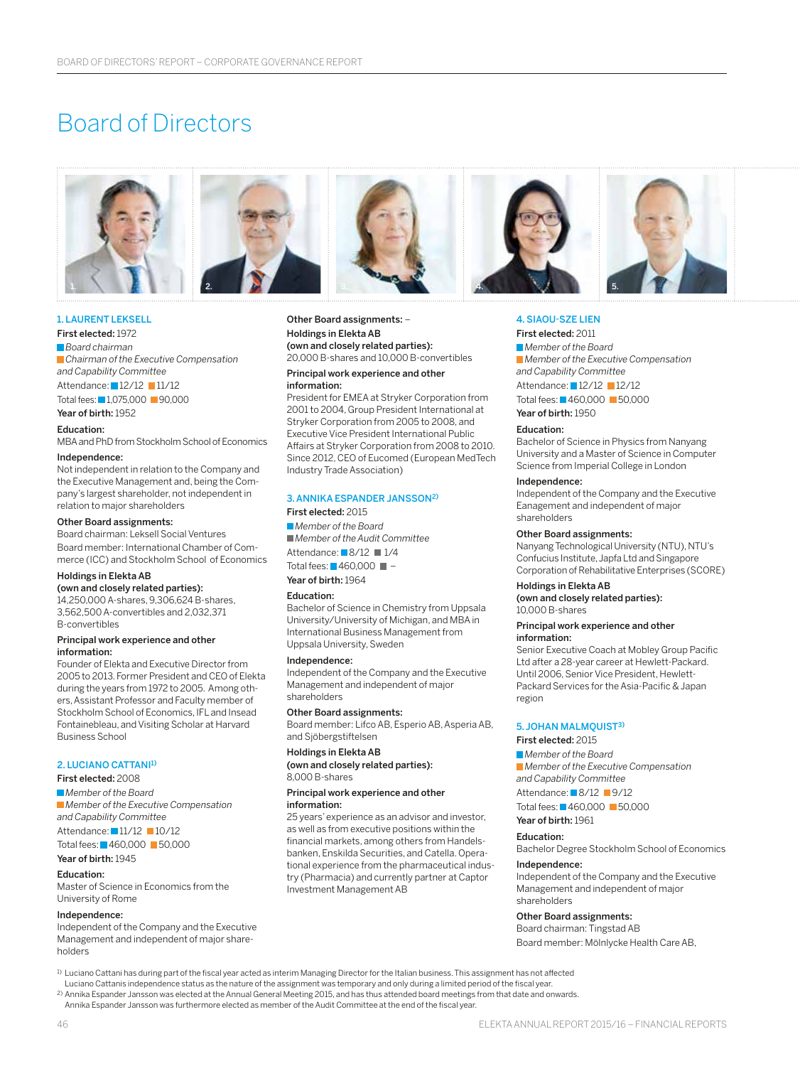# Board of Directors

### 1. LAURENT LEKSELL

**First elected:** 1972

*Board chairman*

*Chairman of the Executive Compensation and Capability Committee*

Attendance: 12/12 11/12

Total fees: 1,075,000 90,000

**Year of birth:** 1952

**Education:**
MBA and PhD from Stockholm School of Economics

**Independence:**
Not independent in relation to the Company and the Executive Management and, being the Company's largest shareholder, not independent in relation to major shareholders

**Other Board assignments:**
Board chairman: Leksell Social Ventures
Board member: International Chamber of Commerce (ICC) and Stockholm School of Economics

**Holdings in Elekta AB (own and closely related parties):**
14,250,000 A-shares, 9,306,624 B-shares, 3,562,500 A-convertibles and 2,032,371 B-convertibles

**Principal work experience and other information:**
Founder of Elekta and Executive Director from 2005 to 2013. Former President and CEO of Elekta during the years from 1972 to 2005. Among others, Assistant Professor and Faculty member of Stockholm School of Economics, IFL and Insead Fontainebleau, and Visiting Scholar at Harvard Business School

### 2. LUCIANO CATTANI[1)]

**First elected:** 2008

*Member of the Board*

*Member of the Executive Compensation and Capability Committee*

Attendance: 11/12 10/12

Total fees: 460,000 50,000

**Year of birth:** 1945

**Education:**
Master of Science in Economics from the University of Rome

**Independence:**
Independent of the Company and the Executive Management and independent of major shareholders

**Other Board assignments:** –

**Holdings in Elekta AB (own and closely related parties):**
20,000 B-shares and 10,000 B-convertibles

**Principal work experience and other information:**
President for EMEA at Stryker Corporation from 2001 to 2004, Group President International at Stryker Corporation from 2005 to 2008, and Executive Vice President International Public Affairs at Stryker Corporation from 2008 to 2010. Since 2012, CEO of Eucomed (European MedTech Industry Trade Association)

### 3. ANNIKA ESPANDER JANSSON[2)]

**First elected:** 2015

*Member of the Board*

*Member of the Audit Committee*

Attendance: 8/12 1/4

Total fees: 460,000 –

**Year of birth:** 1964

**Education:**
Bachelor of Science in Chemistry from Uppsala University/University of Michigan, and MBA in International Business Management from Uppsala University, Sweden

**Independence:**
Independent of the Company and the Executive Management and independent of major shareholders

**Other Board assignments:**
Board member: Lifco AB, Esperio AB, Asperia AB, and Sjöbergstiftelsen

**Holdings in Elekta AB (own and closely related parties):**
8,000 B-shares

**Principal work experience and other information:**
25 years' experience as an advisor and investor, as well as from executive positions within the financial markets, among others from Handelsbanken, Enskilda Securities, and Catella. Operational experience from the pharmaceutical industry (Pharmacia) and currently partner at Captor Investment Management AB

### 4. SIAOU-SZE LIEN

**First elected:** 2011

*Member of the Board*

*Member of the Executive Compensation and Capability Committee*

Attendance: 12/12 12/12

Total fees: 460,000 50,000

**Year of birth:** 1950

**Education:**
Bachelor of Science in Physics from Nanyang University and a Master of Science in Computer Science from Imperial College in London

**Independence:**
Independent of the Company and the Executive Eanagement and independent of major shareholders

**Other Board assignments:**
Nanyang Technological University (NTU), NTU's Confucius Institute, Japfa Ltd and Singapore Corporation of Rehabilitative Enterprises (SCORE)

**Holdings in Elekta AB (own and closely related parties):**
10,000 B-shares

**Principal work experience and other information:**
Senior Executive Coach at Mobley Group Pacific Ltd after a 28-year career at Hewlett-Packard. Until 2006, Senior Vice President, Hewlett-Packard Services for the Asia-Pacific & Japan region

### 5. JOHAN MALMQUIST[3)]

**First elected:** 2015

*Member of the Board*

*Member of the Executive Compensation and Capability Committee*

Attendance: 8/12 9/12

Total fees: 460,000 50,000

**Year of birth:** 1961

**Education:**
Bachelor Degree Stockholm School of Economics

**Independence:**
Independent of the Company and the Executive Management and independent of major shareholders

**Other Board assignments:**
Board chairman: Tingstad AB
Board member: Mölnlycke Health Care AB,

---

[1)] Luciano Cattani has during part of the fiscal year acted as interim Managing Director for the Italian business. This assignment has not affected Luciano Cattanis independence status as the nature of the assignment was temporary and only during a limited period of the fiscal year.

[2)] Annika Espander Jansson was elected at the Annual General Meeting 2015, and has thus attended board meetings from that date and onwards. Annika Espander Jansson was furthermore elected as member of the Audit Committee at the end of the fiscal year.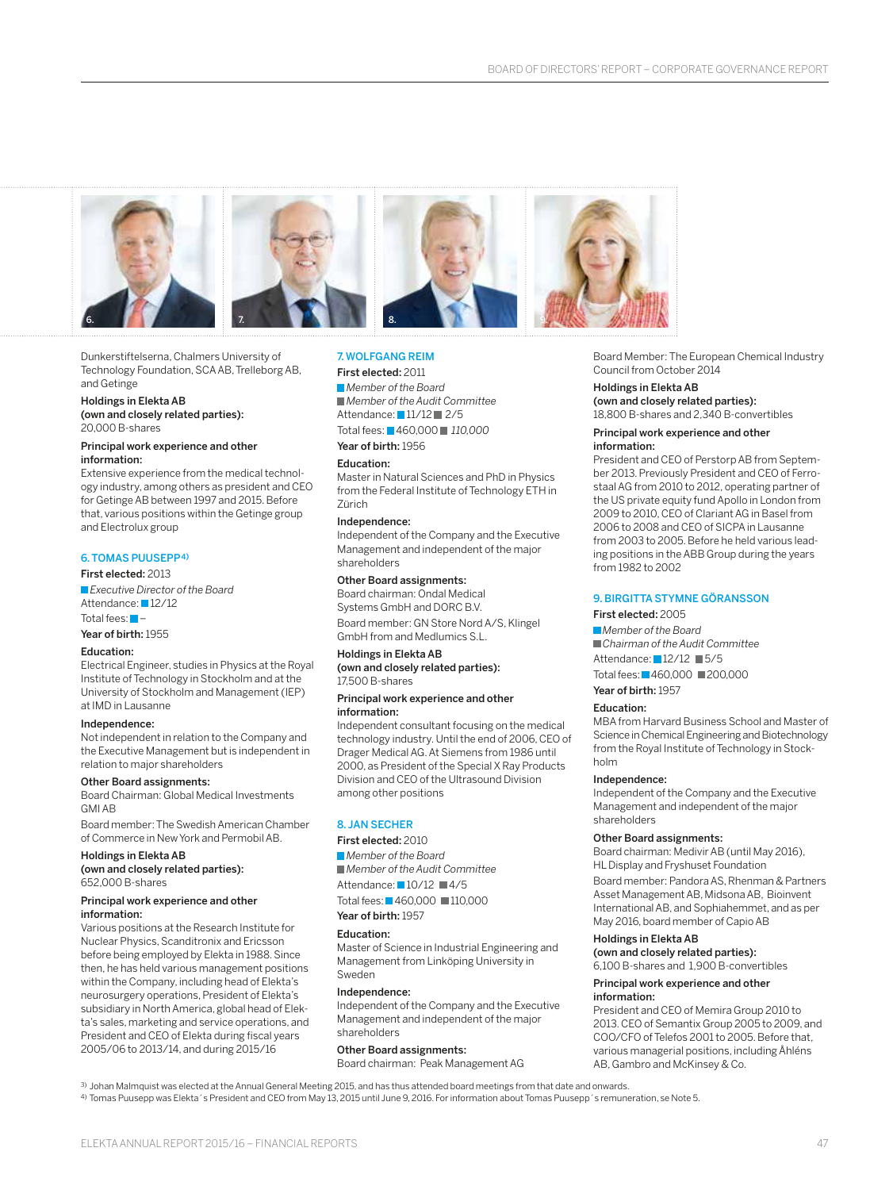Dunkerstiftelserna, Chalmers University of Technology Foundation, SCA AB, Trelleborg AB, and Getinge

**Holdings in Elekta AB (own and closely related parties):**
20,000 B-shares

**Principal work experience and other information:**
Extensive experience from the medical technology industry, among others as president and CEO for Getinge AB between 1997 and 2015. Before that, various positions within the Getinge group and Electrolux group

## 6. TOMAS PUUSEPP[4)]

**First elected:** 2013

*Executive Director of the Board*

Attendance: 12/12

Total fees: –

**Year of birth:** 1955

**Education:**
Electrical Engineer, studies in Physics at the Royal Institute of Technology in Stockholm and at the University of Stockholm and Management (IEP) at IMD in Lausanne

**Independence:**
Not independent in relation to the Company and the Executive Management but is independent in relation to major shareholders

**Other Board assignments:**
Board Chairman: Global Medical Investments GMI AB

Board member: The Swedish American Chamber of Commerce in New York and Permobil AB.

**Holdings in Elekta AB (own and closely related parties):**
652,000 B-shares

**Principal work experience and other information:**
Various positions at the Research Institute for Nuclear Physics, Scanditronix and Ericsson before being employed by Elekta in 1988. Since then, he has held various management positions within the Company, including head of Elekta's neurosurgery operations, President of Elekta's subsidiary in North America, global head of Elekta's sales, marketing and service operations, and President and CEO of Elekta during fiscal years 2005/06 to 2013/14, and during 2015/16

## 7. WOLFGANG REIM

**First elected:** 2011

*Member of the Board*

*Member of the Audit Committee*

Attendance: 11/12 2/5

Total fees: 460,000 *110,000*

**Year of birth:** 1956

**Education:**
Master in Natural Sciences and PhD in Physics from the Federal Institute of Technology ETH in Zürich

**Independence:**
Independent of the Company and the Executive Management and independent of the major shareholders

**Other Board assignments:**
Board chairman: Ondal Medical Systems GmbH and DORC B.V.

Board member: GN Store Nord A/S, Klingel GmbH from and Medlumics S.L.

**Holdings in Elekta AB (own and closely related parties):**
17,500 B-shares

**Principal work experience and other information:**
Independent consultant focusing on the medical technology industry. Until the end of 2006, CEO of Drager Medical AG. At Siemens from 1986 until 2000, as President of the Special X Ray Products Division and CEO of the Ultrasound Division among other positions

## 8. JAN SECHER

**First elected:** 2010

*Member of the Board*

*Member of the Audit Committee*

Attendance: 10/12 4/5

Total fees: 460,000 110,000

**Year of birth:** 1957

**Education:**
Master of Science in Industrial Engineering and Management from Linköping University in Sweden

**Independence:**
Independent of the Company and the Executive Management and independent of the major shareholders

**Other Board assignments:**
Board chairman: Peak Management AG

Board Member: The European Chemical Industry Council from October 2014

**Holdings in Elekta AB (own and closely related parties):**
18,800 B-shares and 2,340 B-convertibles

**Principal work experience and other information:**
President and CEO of Perstorp AB from September 2013. Previously President and CEO of Ferrostaal AG from 2010 to 2012, operating partner of the US private equity fund Apollo in London from 2009 to 2010, CEO of Clariant AG in Basel from 2006 to 2008 and CEO of SICPA in Lausanne from 2003 to 2005. Before he held various leading positions in the ABB Group during the years from 1982 to 2002

## 9. BIRGITTA STYMNE GÖRANSSON

**First elected:** 2005

*Member of the Board*

*Chairman of the Audit Committee*

Attendance: 12/12 5/5

Total fees: 460,000 200,000

**Year of birth:** 1957

**Education:**
MBA from Harvard Business School and Master of Science in Chemical Engineering and Biotechnology from the Royal Institute of Technology in Stockholm

**Independence:**
Independent of the Company and the Executive Management and independent of the major shareholders

**Other Board assignments:**
Board chairman: Medivir AB (until May 2016), HL Display and Fryshuset Foundation

Board member: Pandora AS, Rhenman & Partners Asset Management AB, Midsona AB, Bioinvent International AB, and Sophiahemmet, and as per May 2016, board member of Capio AB

**Holdings in Elekta AB (own and closely related parties):**
6,100 B-shares and 1,900 B-convertibles

**Principal work experience and other information:**
President and CEO of Memira Group 2010 to 2013. CEO of Semantix Group 2005 to 2009, and COO/CFO of Telefos 2001 to 2005. Before that, various managerial positions, including Åhléns AB, Gambro and McKinsey & Co.

[3)] Johan Malmquist was elected at the Annual General Meeting 2015, and has thus attended board meetings from that date and onwards.
[4)] Tomas Puusepp was Elekta´s President and CEO from May 13, 2015 until June 9, 2016. For information about Tomas Puusepp´s remuneration, se Note 5.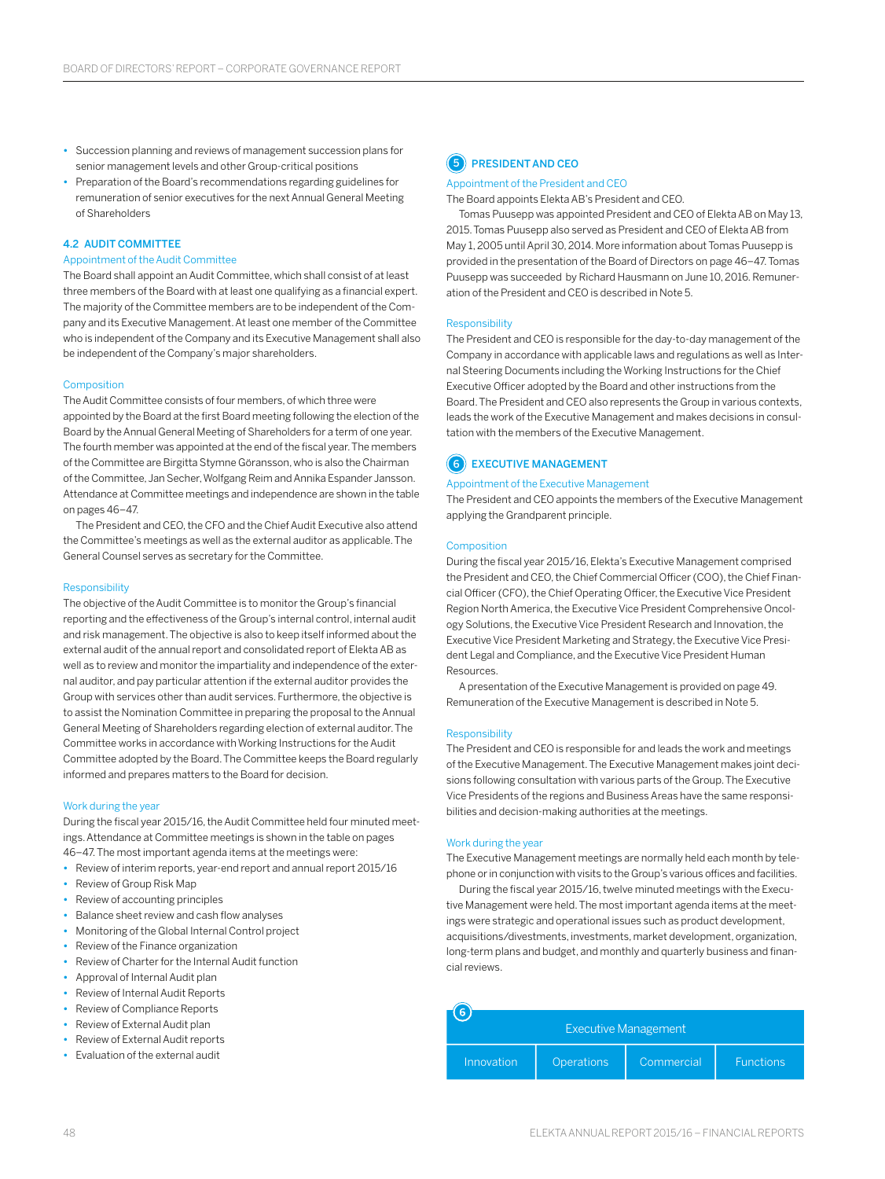- Succession planning and reviews of management succession plans for senior management levels and other Group-critical positions
- Preparation of the Board's recommendations regarding guidelines for remuneration of senior executives for the next Annual General Meeting of Shareholders

### 4.2 AUDIT COMMITTEE

#### Appointment of the Audit Committee

The Board shall appoint an Audit Committee, which shall consist of at least three members of the Board with at least one qualifying as a financial expert. The majority of the Committee members are to be independent of the Company and its Executive Management. At least one member of the Committee who is independent of the Company and its Executive Management shall also be independent of the Company's major shareholders.

#### Composition

The Audit Committee consists of four members, of which three were appointed by the Board at the first Board meeting following the election of the Board by the Annual General Meeting of Shareholders for a term of one year. The fourth member was appointed at the end of the fiscal year. The members of the Committee are Birgitta Stymne Göransson, who is also the Chairman of the Committee, Jan Secher, Wolfgang Reim and Annika Espander Jansson. Attendance at Committee meetings and independence are shown in the table on pages 46–47.

The President and CEO, the CFO and the Chief Audit Executive also attend the Committee's meetings as well as the external auditor as applicable. The General Counsel serves as secretary for the Committee.

#### Responsibility

The objective of the Audit Committee is to monitor the Group's financial reporting and the effectiveness of the Group's internal control, internal audit and risk management. The objective is also to keep itself informed about the external audit of the annual report and consolidated report of Elekta AB as well as to review and monitor the impartiality and independence of the external auditor, and pay particular attention if the external auditor provides the Group with services other than audit services. Furthermore, the objective is to assist the Nomination Committee in preparing the proposal to the Annual General Meeting of Shareholders regarding election of external auditor. The Committee works in accordance with Working Instructions for the Audit Committee adopted by the Board. The Committee keeps the Board regularly informed and prepares matters to the Board for decision.

#### Work during the year

During the fiscal year 2015/16, the Audit Committee held four minuted meetings. Attendance at Committee meetings is shown in the table on pages 46–47. The most important agenda items at the meetings were:

- Review of interim reports, year-end report and annual report 2015/16
- Review of Group Risk Map
- Review of accounting principles
- Balance sheet review and cash flow analyses
- Monitoring of the Global Internal Control project
- Review of the Finance organization
- Review of Charter for the Internal Audit function
- Approval of Internal Audit plan
- Review of Internal Audit Reports
- Review of Compliance Reports
- Review of External Audit plan
- Review of External Audit reports
- Evaluation of the external audit

## 5 PRESIDENT AND CEO

#### Appointment of the President and CEO

The Board appoints Elekta AB's President and CEO.

Tomas Puusepp was appointed President and CEO of Elekta AB on May 13, 2015. Tomas Puusepp also served as President and CEO of Elekta AB from May 1, 2005 until April 30, 2014. More information about Tomas Puusepp is provided in the presentation of the Board of Directors on page 46–47. Tomas Puusepp was succeeded by Richard Hausmann on June 10, 2016. Remuneration of the President and CEO is described in Note 5.

#### Responsibility

The President and CEO is responsible for the day-to-day management of the Company in accordance with applicable laws and regulations as well as Internal Steering Documents including the Working Instructions for the Chief Executive Officer adopted by the Board and other instructions from the Board. The President and CEO also represents the Group in various contexts, leads the work of the Executive Management and makes decisions in consultation with the members of the Executive Management.

## 6 EXECUTIVE MANAGEMENT

#### Appointment of the Executive Management

The President and CEO appoints the members of the Executive Management applying the Grandparent principle.

#### Composition

During the fiscal year 2015/16, Elekta's Executive Management comprised the President and CEO, the Chief Commercial Officer (COO), the Chief Financial Officer (CFO), the Chief Operating Officer, the Executive Vice President Region North America, the Executive Vice President Comprehensive Oncology Solutions, the Executive Vice President Research and Innovation, the Executive Vice President Marketing and Strategy, the Executive Vice President Legal and Compliance, and the Executive Vice President Human Resources.

A presentation of the Executive Management is provided on page 49. Remuneration of the Executive Management is described in Note 5.

#### Responsibility

The President and CEO is responsible for and leads the work and meetings of the Executive Management. The Executive Management makes joint decisions following consultation with various parts of the Group. The Executive Vice Presidents of the regions and Business Areas have the same responsibilities and decision-making authorities at the meetings.

#### Work during the year

The Executive Management meetings are normally held each month by telephone or in conjunction with visits to the Group's various offices and facilities.

During the fiscal year 2015/16, twelve minuted meetings with the Executive Management were held. The most important agenda items at the meetings were strategic and operational issues such as product development, acquisitions/divestments, investments, market development, organization, long-term plans and budget, and monthly and quarterly business and financial reviews.

| 6 Executive Management | | | |
|---|---|---|---|
| Innovation | Operations | Commercial | Functions |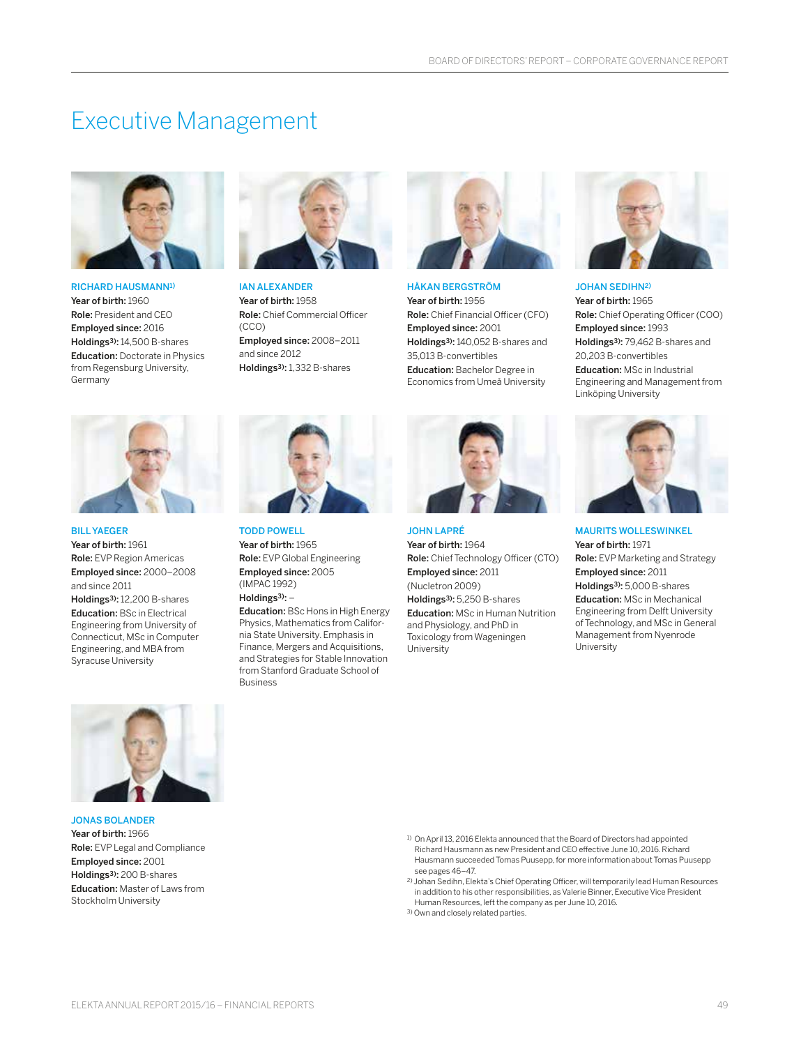# Executive Management

**RICHARD HAUSMANN**[1]
**Year of birth:** 1960
**Role:** President and CEO
**Employed since:** 2016
**Holdings**[3]**:** 14,500 B-shares
**Education:** Doctorate in Physics from Regensburg University, Germany

**IAN ALEXANDER**
**Year of birth:** 1958
**Role:** Chief Commercial Officer (CCO)
**Employed since:** 2008–2011 and since 2012
**Holdings**[3]**:** 1,332 B-shares

**HÅKAN BERGSTRÖM**
**Year of birth:** 1956
**Role:** Chief Financial Officer (CFO)
**Employed since:** 2001
**Holdings**[3]**:** 140,052 B-shares and 35,013 B-convertibles
**Education:** Bachelor Degree in Economics from Umeå University

**JOHAN SEDIHN**[2]
**Year of birth:** 1965
**Role:** Chief Operating Officer (COO)
**Employed since:** 1993
**Holdings**[3]**:** 79,462 B-shares and 20,203 B-convertibles
**Education:** MSc in Industrial Engineering and Management from Linköping University

**BILL YAEGER**
**Year of birth:** 1961
**Role:** EVP Region Americas
**Employed since:** 2000–2008 and since 2011
**Holdings**[3]**:** 12,200 B-shares
**Education:** BSc in Electrical Engineering from University of Connecticut, MSc in Computer Engineering, and MBA from Syracuse University

**TODD POWELL**
**Year of birth:** 1965
**Role:** EVP Global Engineering
**Employed since:** 2005 (IMPAC 1992)
**Holdings**[3]**:** –
**Education:** BSc Hons in High Energy Physics, Mathematics from California State University. Emphasis in Finance, Mergers and Acquisitions, and Strategies for Stable Innovation from Stanford Graduate School of Business

**JOHN LAPRÉ**
**Year of birth:** 1964
**Role:** Chief Technology Officer (CTO)
**Employed since:** 2011 (Nucletron 2009)
**Holdings**[3]**:** 5,250 B-shares
**Education:** MSc in Human Nutrition and Physiology, and PhD in Toxicology from Wageningen University

**MAURITS WOLLESWINKEL**
**Year of birth:** 1971
**Role:** EVP Marketing and Strategy
**Employed since:** 2011
**Holdings**[3]**:** 5,000 B-shares
**Education:** MSc in Mechanical Engineering from Delft University of Technology, and MSc in General Management from Nyenrode University

**JONAS BOLANDER**
**Year of birth:** 1966
**Role:** EVP Legal and Compliance
**Employed since:** 2001
**Holdings**[3]**:** 200 B-shares
**Education:** Master of Laws from Stockholm University

[1] On April 13, 2016 Elekta announced that the Board of Directors had appointed Richard Hausmann as new President and CEO effective June 10, 2016. Richard Hausmann succeeded Tomas Puusepp, for more information about Tomas Puusepp see pages 46–47.

[2] Johan Sedihn, Elekta's Chief Operating Officer, will temporarily lead Human Resources in addition to his other responsibilities, as Valerie Binner, Executive Vice President Human Resources, left the company as per June 10, 2016.

[3] Own and closely related parties.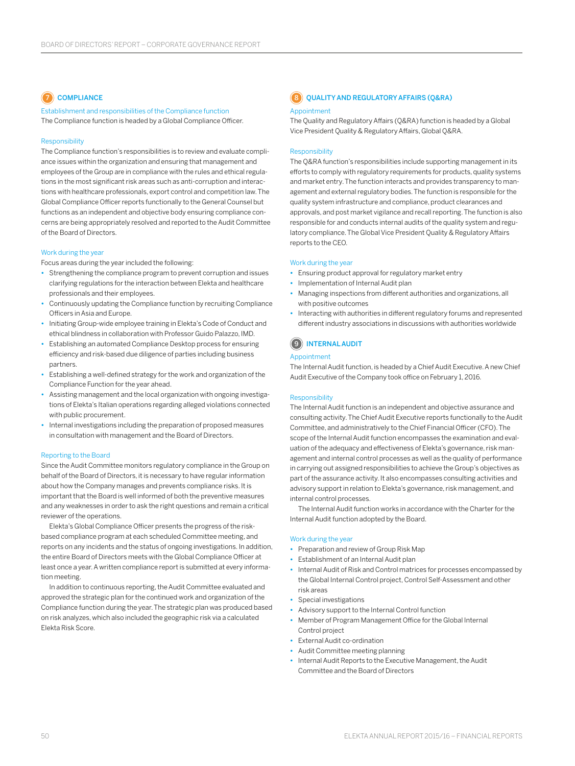## 7 COMPLIANCE

### Establishment and responsibilities of the Compliance function

The Compliance function is headed by a Global Compliance Officer.

### Responsibility

The Compliance function's responsibilities is to review and evaluate compliance issues within the organization and ensuring that management and employees of the Group are in compliance with the rules and ethical regulations in the most significant risk areas such as anti-corruption and interactions with healthcare professionals, export control and competition law. The Global Compliance Officer reports functionally to the General Counsel but functions as an independent and objective body ensuring compliance concerns are being appropriately resolved and reported to the Audit Committee of the Board of Directors.

### Work during the year

Focus areas during the year included the following:

- Strengthening the compliance program to prevent corruption and issues clarifying regulations for the interaction between Elekta and healthcare professionals and their employees.
- Continuously updating the Compliance function by recruiting Compliance Officers in Asia and Europe.
- Initiating Group-wide employee training in Elekta's Code of Conduct and ethical blindness in collaboration with Professor Guido Palazzo, IMD.
- Establishing an automated Compliance Desktop process for ensuring efficiency and risk-based due diligence of parties including business partners.
- Establishing a well-defined strategy for the work and organization of the Compliance Function for the year ahead.
- Assisting management and the local organization with ongoing investigations of Elekta's Italian operations regarding alleged violations connected with public procurement.
- Internal investigations including the preparation of proposed measures in consultation with management and the Board of Directors.

### Reporting to the Board

Since the Audit Committee monitors regulatory compliance in the Group on behalf of the Board of Directors, it is necessary to have regular information about how the Company manages and prevents compliance risks. It is important that the Board is well informed of both the preventive measures and any weaknesses in order to ask the right questions and remain a critical reviewer of the operations.

Elekta's Global Compliance Officer presents the progress of the risk-based compliance program at each scheduled Committee meeting, and reports on any incidents and the status of ongoing investigations. In addition, the entire Board of Directors meets with the Global Compliance Officer at least once a year. A written compliance report is submitted at every information meeting.

In addition to continuous reporting, the Audit Committee evaluated and approved the strategic plan for the continued work and organization of the Compliance function during the year. The strategic plan was produced based on risk analyzes, which also included the geographic risk via a calculated Elekta Risk Score.

## 8 QUALITY AND REGULATORY AFFAIRS (Q&RA)

### Appointment

The Quality and Regulatory Affairs (Q&RA) function is headed by a Global Vice President Quality & Regulatory Affairs, Global Q&RA.

### Responsibility

The Q&RA function's responsibilities include supporting management in its efforts to comply with regulatory requirements for products, quality systems and market entry. The function interacts and provides transparency to management and external regulatory bodies. The function is responsible for the quality system infrastructure and compliance, product clearances and approvals, and post market vigilance and recall reporting. The function is also responsible for and conducts internal audits of the quality system and regulatory compliance. The Global Vice President Quality & Regulatory Affairs reports to the CEO.

### Work during the year

- Ensuring product approval for regulatory market entry
- Implementation of Internal Audit plan
- Managing inspections from different authorities and organizations, all with positive outcomes
- Interacting with authorities in different regulatory forums and represented different industry associations in discussions with authorities worldwide

## 9 INTERNAL AUDIT

### Appointment

The Internal Audit function, is headed by a Chief Audit Executive. A new Chief Audit Executive of the Company took office on February 1, 2016.

### Responsibility

The Internal Audit function is an independent and objective assurance and consulting activity. The Chief Audit Executive reports functionally to the Audit Committee, and administratively to the Chief Financial Officer (CFO). The scope of the Internal Audit function encompasses the examination and evaluation of the adequacy and effectiveness of Elekta's governance, risk management and internal control processes as well as the quality of performance in carrying out assigned responsibilities to achieve the Group's objectives as part of the assurance activity. It also encompasses consulting activities and advisory support in relation to Elekta's governance, risk management, and internal control processes.

The Internal Audit function works in accordance with the Charter for the Internal Audit function adopted by the Board.

### Work during the year

- Preparation and review of Group Risk Map
- Establishment of an Internal Audit plan
- Internal Audit of Risk and Control matrices for processes encompassed by the Global Internal Control project, Control Self-Assessment and other risk areas
- Special investigations
- Advisory support to the Internal Control function
- Member of Program Management Office for the Global Internal Control project
- External Audit co-ordination
- Audit Committee meeting planning
- Internal Audit Reports to the Executive Management, the Audit Committee and the Board of Directors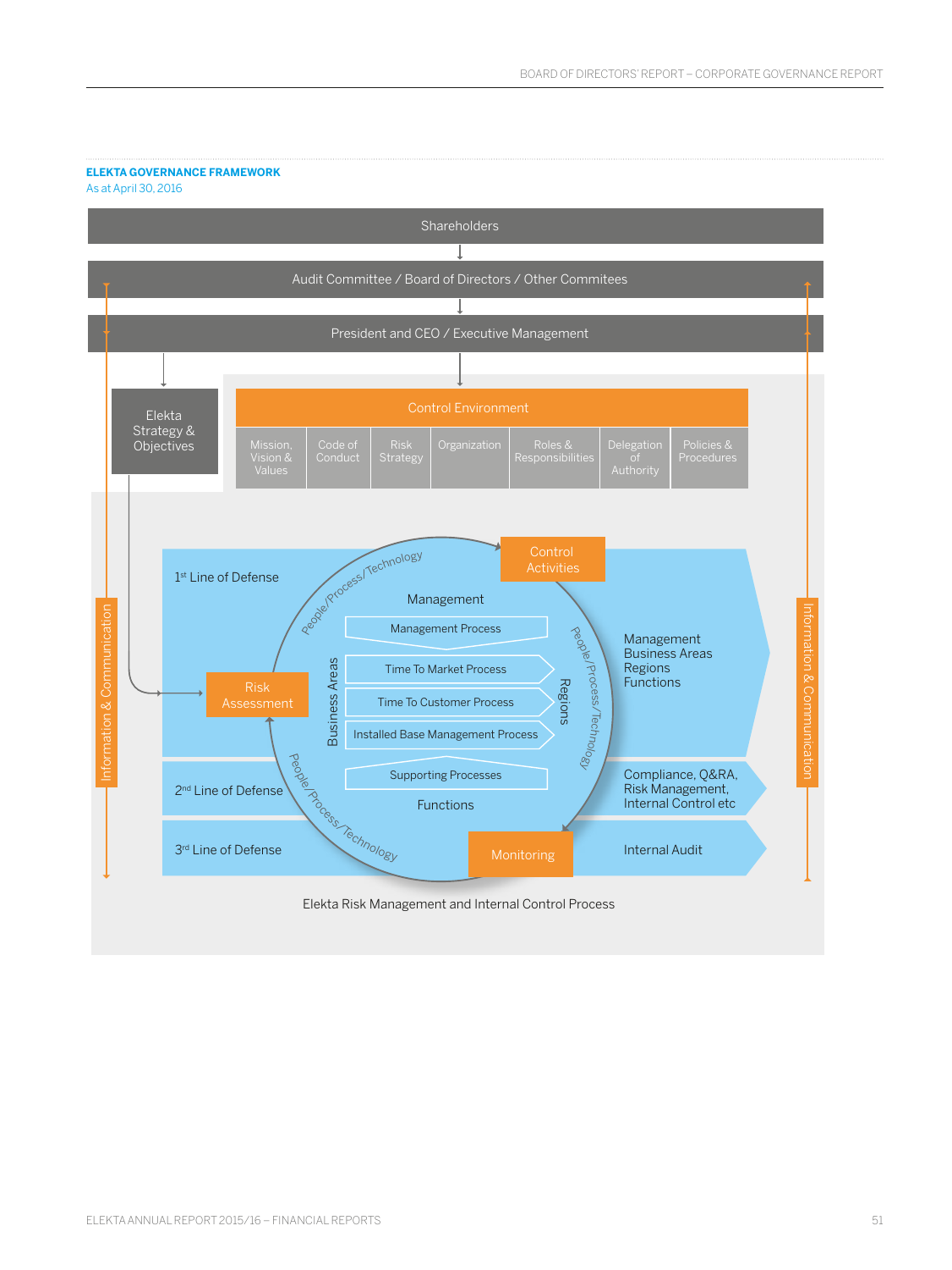**ELEKTA GOVERNANCE FRAMEWORK**
As at April 30, 2016

Shareholders

Audit Committee / Board of Directors / Other Commitees

President and CEO / Executive Management

Elekta Strategy & Objectives

Control Environment

| Mission, Vision & Values | Code of Conduct | Risk Strategy | Organization | Roles & Responsibilities | Delegation of Authority | Policies & Procedures |
|---|---|---|---|---|---|---|

Information & Communication

1st Line of Defense

2nd Line of Defense

3rd Line of Defense

Risk Assessment

Control Activities

Monitoring

People/Process/Technology

Management

Management Process

Business Areas

Regions

Time To Market Process

Time To Customer Process

Installed Base Management Process

Supporting Processes

Functions

Management Business Areas Regions Functions

Compliance, Q&RA, Risk Management, Internal Control etc

Internal Audit

Elekta Risk Management and Internal Control Process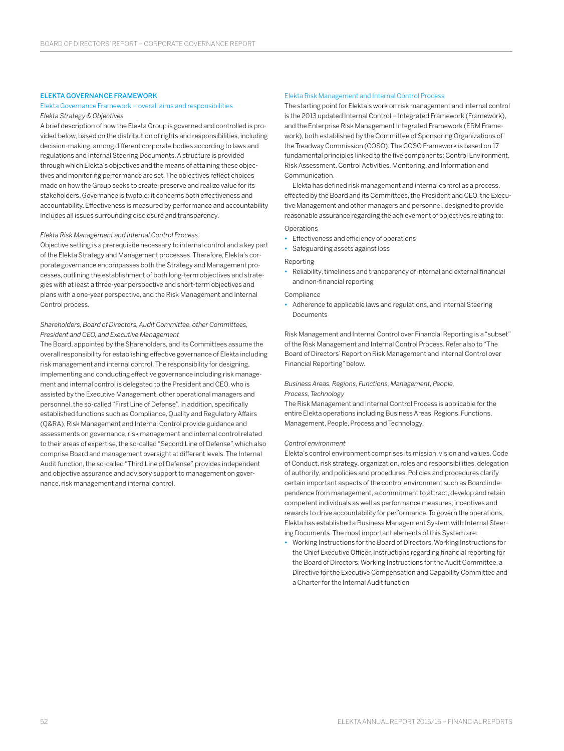## ELEKTA GOVERNANCE FRAMEWORK

### Elekta Governance Framework – overall aims and responsibilities

*Elekta Strategy & Objectives*

A brief description of how the Elekta Group is governed and controlled is provided below, based on the distribution of rights and responsibilities, including decision-making, among different corporate bodies according to laws and regulations and Internal Steering Documents. A structure is provided through which Elekta's objectives and the means of attaining these objectives and monitoring performance are set. The objectives reflect choices made on how the Group seeks to create, preserve and realize value for its stakeholders. Governance is twofold; it concerns both effectiveness and accountability. Effectiveness is measured by performance and accountability includes all issues surrounding disclosure and transparency.

*Elekta Risk Management and Internal Control Process*

Objective setting is a prerequisite necessary to internal control and a key part of the Elekta Strategy and Management processes. Therefore, Elekta's corporate governance encompasses both the Strategy and Management processes, outlining the establishment of both long-term objectives and strategies with at least a three-year perspective and short-term objectives and plans with a one-year perspective, and the Risk Management and Internal Control process.

*Shareholders, Board of Directors, Audit Committee, other Committees, President and CEO, and Executive Management*

The Board, appointed by the Shareholders, and its Committees assume the overall responsibility for establishing effective governance of Elekta including risk management and internal control. The responsibility for designing, implementing and conducting effective governance including risk management and internal control is delegated to the President and CEO, who is assisted by the Executive Management, other operational managers and personnel, the so-called "First Line of Defense". In addition, specifically established functions such as Compliance, Quality and Regulatory Affairs (Q&RA), Risk Management and Internal Control provide guidance and assessments on governance, risk management and internal control related to their areas of expertise, the so-called "Second Line of Defense", which also comprise Board and management oversight at different levels. The Internal Audit function, the so-called "Third Line of Defense", provides independent and objective assurance and advisory support to management on governance, risk management and internal control.

### Elekta Risk Management and Internal Control Process

The starting point for Elekta's work on risk management and internal control is the 2013 updated Internal Control – Integrated Framework (Framework), and the Enterprise Risk Management Integrated Framework (ERM Framework), both established by the Committee of Sponsoring Organizations of the Treadway Commission (COSO). The COSO Framework is based on 17 fundamental principles linked to the five components; Control Environment, Risk Assessment, Control Activities, Monitoring, and Information and Communication.

Elekta has defined risk management and internal control as a process, effected by the Board and its Committees, the President and CEO, the Executive Management and other managers and personnel, designed to provide reasonable assurance regarding the achievement of objectives relating to:

Operations

- Effectiveness and efficiency of operations
- Safeguarding assets against loss

Reporting

- Reliability, timeliness and transparency of internal and external financial and non-financial reporting

Compliance

- Adherence to applicable laws and regulations, and Internal Steering Documents

Risk Management and Internal Control over Financial Reporting is a "subset" of the Risk Management and Internal Control Process. Refer also to "The Board of Directors' Report on Risk Management and Internal Control over Financial Reporting" below.

*Business Areas, Regions, Functions, Management, People, Process, Technology*

The Risk Management and Internal Control Process is applicable for the entire Elekta operations including Business Areas, Regions, Functions, Management, People, Process and Technology.

*Control environment*

Elekta's control environment comprises its mission, vision and values, Code of Conduct, risk strategy, organization, roles and responsibilities, delegation of authority, and policies and procedures. Policies and procedures clarify certain important aspects of the control environment such as Board independence from management, a commitment to attract, develop and retain competent individuals as well as performance measures, incentives and rewards to drive accountability for performance. To govern the operations, Elekta has established a Business Management System with Internal Steering Documents. The most important elements of this System are:

- Working Instructions for the Board of Directors, Working Instructions for the Chief Executive Officer, Instructions regarding financial reporting for the Board of Directors, Working Instructions for the Audit Committee, a Directive for the Executive Compensation and Capability Committee and a Charter for the Internal Audit function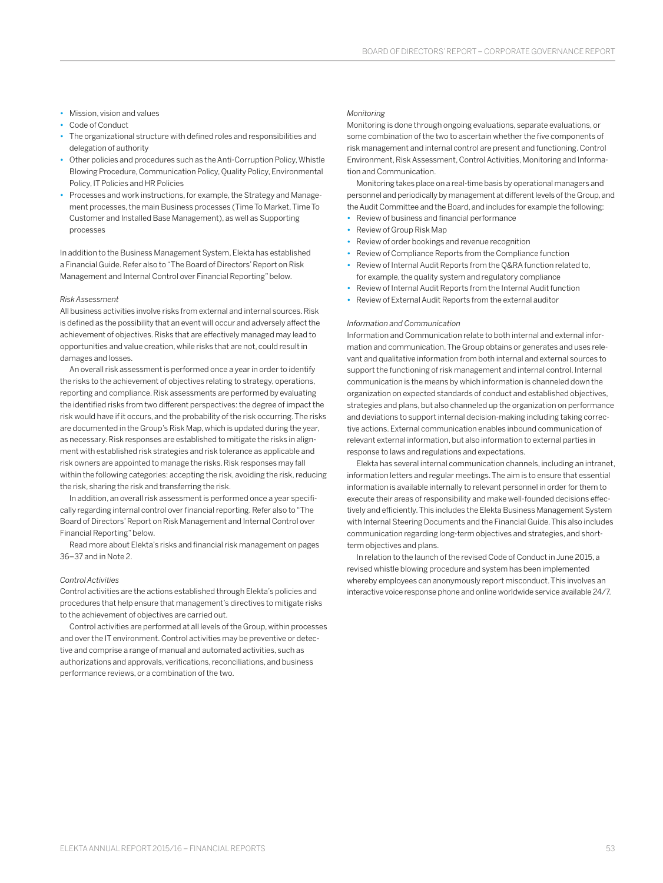- Mission, vision and values
- Code of Conduct
- The organizational structure with defined roles and responsibilities and delegation of authority
- Other policies and procedures such as the Anti-Corruption Policy, Whistle Blowing Procedure, Communication Policy, Quality Policy, Environmental Policy, IT Policies and HR Policies
- Processes and work instructions, for example, the Strategy and Management processes, the main Business processes (Time To Market, Time To Customer and Installed Base Management), as well as Supporting processes

In addition to the Business Management System, Elekta has established a Financial Guide. Refer also to "The Board of Directors' Report on Risk Management and Internal Control over Financial Reporting" below.

*Risk Assessment*

All business activities involve risks from external and internal sources. Risk is defined as the possibility that an event will occur and adversely affect the achievement of objectives. Risks that are effectively managed may lead to opportunities and value creation, while risks that are not, could result in damages and losses.

An overall risk assessment is performed once a year in order to identify the risks to the achievement of objectives relating to strategy, operations, reporting and compliance. Risk assessments are performed by evaluating the identified risks from two different perspectives: the degree of impact the risk would have if it occurs, and the probability of the risk occurring. The risks are documented in the Group's Risk Map, which is updated during the year, as necessary. Risk responses are established to mitigate the risks in alignment with established risk strategies and risk tolerance as applicable and risk owners are appointed to manage the risks. Risk responses may fall within the following categories: accepting the risk, avoiding the risk, reducing the risk, sharing the risk and transferring the risk.

In addition, an overall risk assessment is performed once a year specifically regarding internal control over financial reporting. Refer also to "The Board of Directors' Report on Risk Management and Internal Control over Financial Reporting" below.

Read more about Elekta's risks and financial risk management on pages 36–37 and in Note 2.

*Control Activities*

Control activities are the actions established through Elekta's policies and procedures that help ensure that management's directives to mitigate risks to the achievement of objectives are carried out.

Control activities are performed at all levels of the Group, within processes and over the IT environment. Control activities may be preventive or detective and comprise a range of manual and automated activities, such as authorizations and approvals, verifications, reconciliations, and business performance reviews, or a combination of the two.

*Monitoring*

Monitoring is done through ongoing evaluations, separate evaluations, or some combination of the two to ascertain whether the five components of risk management and internal control are present and functioning. Control Environment, Risk Assessment, Control Activities, Monitoring and Information and Communication.

Monitoring takes place on a real-time basis by operational managers and personnel and periodically by management at different levels of the Group, and the Audit Committee and the Board, and includes for example the following:

- Review of business and financial performance
- Review of Group Risk Map
- Review of order bookings and revenue recognition
- Review of Compliance Reports from the Compliance function
- Review of Internal Audit Reports from the Q&RA function related to, for example, the quality system and regulatory compliance
- Review of Internal Audit Reports from the Internal Audit function
- Review of External Audit Reports from the external auditor

*Information and Communication*

Information and Communication relate to both internal and external information and communication. The Group obtains or generates and uses relevant and qualitative information from both internal and external sources to support the functioning of risk management and internal control. Internal communication is the means by which information is channeled down the organization on expected standards of conduct and established objectives, strategies and plans, but also channeled up the organization on performance and deviations to support internal decision-making including taking corrective actions. External communication enables inbound communication of relevant external information, but also information to external parties in response to laws and regulations and expectations.

Elekta has several internal communication channels, including an intranet, information letters and regular meetings. The aim is to ensure that essential information is available internally to relevant personnel in order for them to execute their areas of responsibility and make well-founded decisions effectively and efficiently. This includes the Elekta Business Management System with Internal Steering Documents and the Financial Guide. This also includes communication regarding long-term objectives and strategies, and short-term objectives and plans.

In relation to the launch of the revised Code of Conduct in June 2015, a revised whistle blowing procedure and system has been implemented whereby employees can anonymously report misconduct. This involves an interactive voice response phone and online worldwide service available 24/7.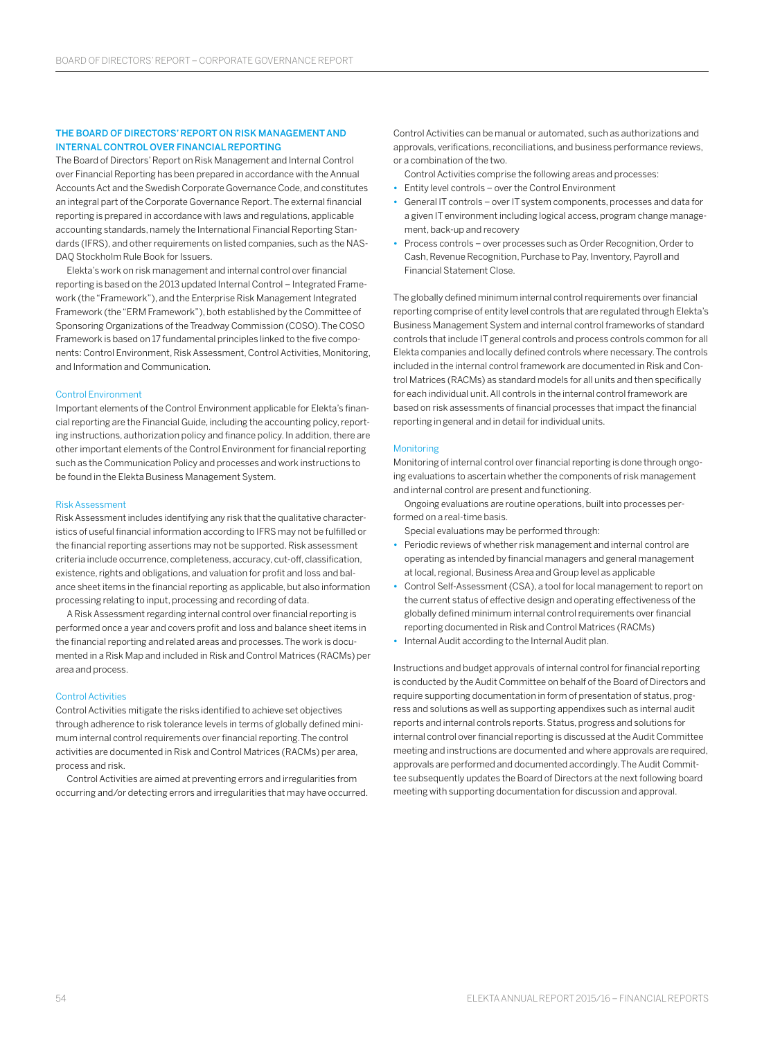## THE BOARD OF DIRECTORS' REPORT ON RISK MANAGEMENT AND INTERNAL CONTROL OVER FINANCIAL REPORTING

The Board of Directors' Report on Risk Management and Internal Control over Financial Reporting has been prepared in accordance with the Annual Accounts Act and the Swedish Corporate Governance Code, and constitutes an integral part of the Corporate Governance Report. The external financial reporting is prepared in accordance with laws and regulations, applicable accounting standards, namely the International Financial Reporting Standards (IFRS), and other requirements on listed companies, such as the NASDAQ Stockholm Rule Book for Issuers.

Elekta's work on risk management and internal control over financial reporting is based on the 2013 updated Internal Control – Integrated Framework (the "Framework"), and the Enterprise Risk Management Integrated Framework (the "ERM Framework"), both established by the Committee of Sponsoring Organizations of the Treadway Commission (COSO). The COSO Framework is based on 17 fundamental principles linked to the five components: Control Environment, Risk Assessment, Control Activities, Monitoring, and Information and Communication.

### Control Environment

Important elements of the Control Environment applicable for Elekta's financial reporting are the Financial Guide, including the accounting policy, reporting instructions, authorization policy and finance policy. In addition, there are other important elements of the Control Environment for financial reporting such as the Communication Policy and processes and work instructions to be found in the Elekta Business Management System.

### Risk Assessment

Risk Assessment includes identifying any risk that the qualitative characteristics of useful financial information according to IFRS may not be fulfilled or the financial reporting assertions may not be supported. Risk assessment criteria include occurrence, completeness, accuracy, cut-off, classification, existence, rights and obligations, and valuation for profit and loss and balance sheet items in the financial reporting as applicable, but also information processing relating to input, processing and recording of data.

A Risk Assessment regarding internal control over financial reporting is performed once a year and covers profit and loss and balance sheet items in the financial reporting and related areas and processes. The work is documented in a Risk Map and included in Risk and Control Matrices (RACMs) per area and process.

### Control Activities

Control Activities mitigate the risks identified to achieve set objectives through adherence to risk tolerance levels in terms of globally defined minimum internal control requirements over financial reporting. The control activities are documented in Risk and Control Matrices (RACMs) per area, process and risk.

Control Activities are aimed at preventing errors and irregularities from occurring and/or detecting errors and irregularities that may have occurred.

Control Activities can be manual or automated, such as authorizations and approvals, verifications, reconciliations, and business performance reviews, or a combination of the two.

Control Activities comprise the following areas and processes:

- Entity level controls – over the Control Environment
- General IT controls – over IT system components, processes and data for a given IT environment including logical access, program change management, back-up and recovery
- Process controls – over processes such as Order Recognition, Order to Cash, Revenue Recognition, Purchase to Pay, Inventory, Payroll and Financial Statement Close.

The globally defined minimum internal control requirements over financial reporting comprise of entity level controls that are regulated through Elekta's Business Management System and internal control frameworks of standard controls that include IT general controls and process controls common for all Elekta companies and locally defined controls where necessary. The controls included in the internal control framework are documented in Risk and Control Matrices (RACMs) as standard models for all units and then specifically for each individual unit. All controls in the internal control framework are based on risk assessments of financial processes that impact the financial reporting in general and in detail for individual units.

### Monitoring

Monitoring of internal control over financial reporting is done through ongoing evaluations to ascertain whether the components of risk management and internal control are present and functioning.

Ongoing evaluations are routine operations, built into processes performed on a real-time basis.

Special evaluations may be performed through:

- Periodic reviews of whether risk management and internal control are operating as intended by financial managers and general management at local, regional, Business Area and Group level as applicable
- Control Self-Assessment (CSA), a tool for local management to report on the current status of effective design and operating effectiveness of the globally defined minimum internal control requirements over financial reporting documented in Risk and Control Matrices (RACMs)
- Internal Audit according to the Internal Audit plan.

Instructions and budget approvals of internal control for financial reporting is conducted by the Audit Committee on behalf of the Board of Directors and require supporting documentation in form of presentation of status, progress and solutions as well as supporting appendixes such as internal audit reports and internal controls reports. Status, progress and solutions for internal control over financial reporting is discussed at the Audit Committee meeting and instructions are documented and where approvals are required, approvals are performed and documented accordingly. The Audit Committee subsequently updates the Board of Directors at the next following board meeting with supporting documentation for discussion and approval.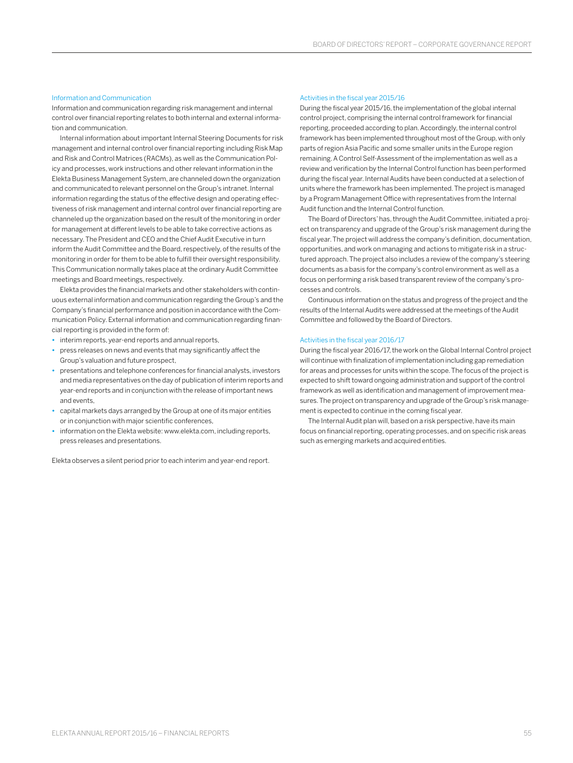### Information and Communication

Information and communication regarding risk management and internal control over financial reporting relates to both internal and external information and communication.

Internal information about important Internal Steering Documents for risk management and internal control over financial reporting including Risk Map and Risk and Control Matrices (RACMs), as well as the Communication Policy and processes, work instructions and other relevant information in the Elekta Business Management System, are channeled down the organization and communicated to relevant personnel on the Group's intranet. Internal information regarding the status of the effective design and operating effectiveness of risk management and internal control over financial reporting are channeled up the organization based on the result of the monitoring in order for management at different levels to be able to take corrective actions as necessary. The President and CEO and the Chief Audit Executive in turn inform the Audit Committee and the Board, respectively, of the results of the monitoring in order for them to be able to fulfill their oversight responsibility. This Communication normally takes place at the ordinary Audit Committee meetings and Board meetings, respectively.

Elekta provides the financial markets and other stakeholders with continuous external information and communication regarding the Group's and the Company's financial performance and position in accordance with the Communication Policy. External information and communication regarding financial reporting is provided in the form of:

- interim reports, year-end reports and annual reports,
- press releases on news and events that may significantly affect the Group's valuation and future prospect,
- presentations and telephone conferences for financial analysts, investors and media representatives on the day of publication of interim reports and year-end reports and in conjunction with the release of important news and events,
- capital markets days arranged by the Group at one of its major entities or in conjunction with major scientific conferences,
- information on the Elekta website: www.elekta.com, including reports, press releases and presentations.

Elekta observes a silent period prior to each interim and year-end report.

### Activities in the fiscal year 2015/16

During the fiscal year 2015/16, the implementation of the global internal control project, comprising the internal control framework for financial reporting, proceeded according to plan. Accordingly, the internal control framework has been implemented throughout most of the Group, with only parts of region Asia Pacific and some smaller units in the Europe region remaining. A Control Self-Assessment of the implementation as well as a review and verification by the Internal Control function has been performed during the fiscal year. Internal Audits have been conducted at a selection of units where the framework has been implemented. The project is managed by a Program Management Office with representatives from the Internal Audit function and the Internal Control function.

The Board of Directors' has, through the Audit Committee, initiated a project on transparency and upgrade of the Group's risk management during the fiscal year. The project will address the company's definition, documentation, opportunities, and work on managing and actions to mitigate risk in a structured approach. The project also includes a review of the company's steering documents as a basis for the company's control environment as well as a focus on performing a risk based transparent review of the company's processes and controls.

Continuous information on the status and progress of the project and the results of the Internal Audits were addressed at the meetings of the Audit Committee and followed by the Board of Directors.

### Activities in the fiscal year 2016/17

During the fiscal year 2016/17, the work on the Global Internal Control project will continue with finalization of implementation including gap remediation for areas and processes for units within the scope. The focus of the project is expected to shift toward ongoing administration and support of the control framework as well as identification and management of improvement measures. The project on transparency and upgrade of the Group's risk management is expected to continue in the coming fiscal year.

The Internal Audit plan will, based on a risk perspective, have its main focus on financial reporting, operating processes, and on specific risk areas such as emerging markets and acquired entities.